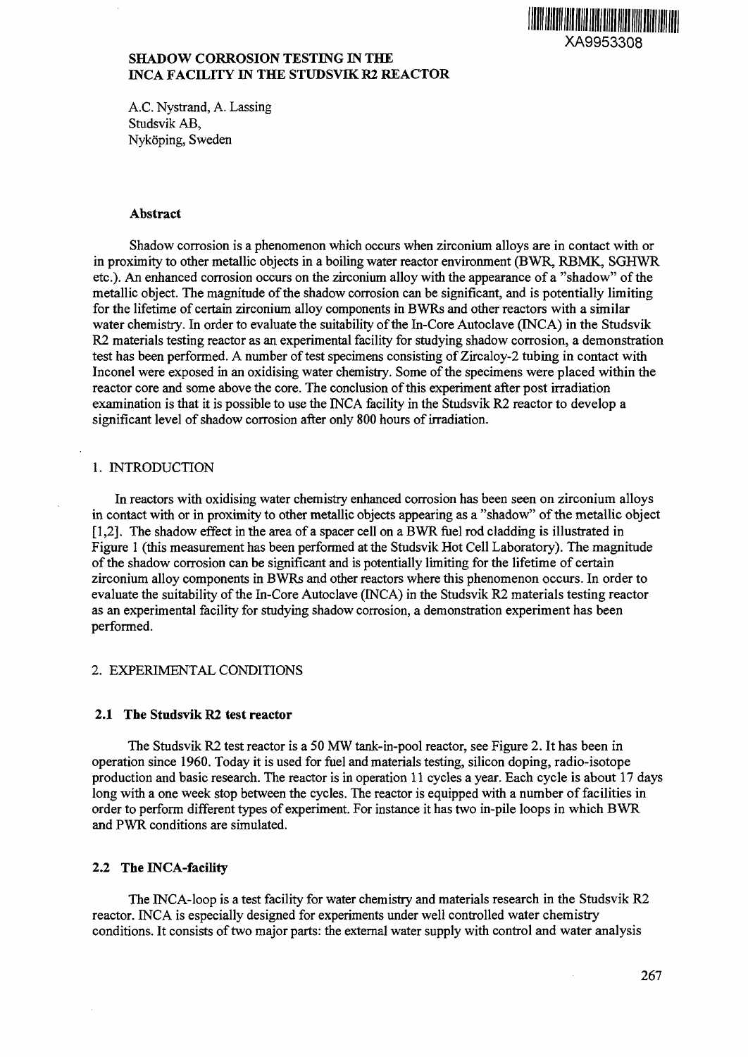XA9953308

# SHADOW CORROSION TESTING IN THE INCA FACILITY IN THE STUDSVIK R2 REACTOR

A.C. Nystrand, A. Lassing
Studsvik AB,
Nyköping, Sweden

## Abstract

Shadow corrosion is a phenomenon which occurs when zirconium alloys are in contact with or in proximity to other metallic objects in a boiling water reactor environment (BWR, RBMK, SGHWR etc.). An enhanced corrosion occurs on the zirconium alloy with the appearance of a "shadow" of the metallic object. The magnitude of the shadow corrosion can be significant, and is potentially limiting for the lifetime of certain zirconium alloy components in BWRs and other reactors with a similar water chemistry. In order to evaluate the suitability of the In-Core Autoclave (INCA) in the Studsvik R2 materials testing reactor as an experimental facility for studying shadow corrosion, a demonstration test has been performed. A number of test specimens consisting of Zircaloy-2 tubing in contact with Inconel were exposed in an oxidising water chemistry. Some of the specimens were placed within the reactor core and some above the core. The conclusion of this experiment after post irradiation examination is that it is possible to use the INCA facility in the Studsvik R2 reactor to develop a significant level of shadow corrosion after only 800 hours of irradiation.

## 1. INTRODUCTION

In reactors with oxidising water chemistry enhanced corrosion has been seen on zirconium alloys in contact with or in proximity to other metallic objects appearing as a "shadow" of the metallic object [1,2]. The shadow effect in the area of a spacer cell on a BWR fuel rod cladding is illustrated in Figure 1 (this measurement has been performed at the Studsvik Hot Cell Laboratory). The magnitude of the shadow corrosion can be significant and is potentially limiting for the lifetime of certain zirconium alloy components in BWRs and other reactors where this phenomenon occurs. In order to evaluate the suitability of the In-Core Autoclave (INCA) in the Studsvik R2 materials testing reactor as an experimental facility for studying shadow corrosion, a demonstration experiment has been performed.

## 2. EXPERIMENTAL CONDITIONS

### 2.1 The Studsvik R2 test reactor

The Studsvik R2 test reactor is a 50 MW tank-in-pool reactor, see Figure 2. It has been in operation since 1960. Today it is used for fuel and materials testing, silicon doping, radio-isotope production and basic research. The reactor is in operation 11 cycles a year. Each cycle is about 17 days long with a one week stop between the cycles. The reactor is equipped with a number of facilities in order to perform different types of experiment. For instance it has two in-pile loops in which BWR and PWR conditions are simulated.

### 2.2 The INCA-facility

The INCA-loop is a test facility for water chemistry and materials research in the Studsvik R2 reactor. INCA is especially designed for experiments under well controlled water chemistry conditions. It consists of two major parts: the external water supply with control and water analysis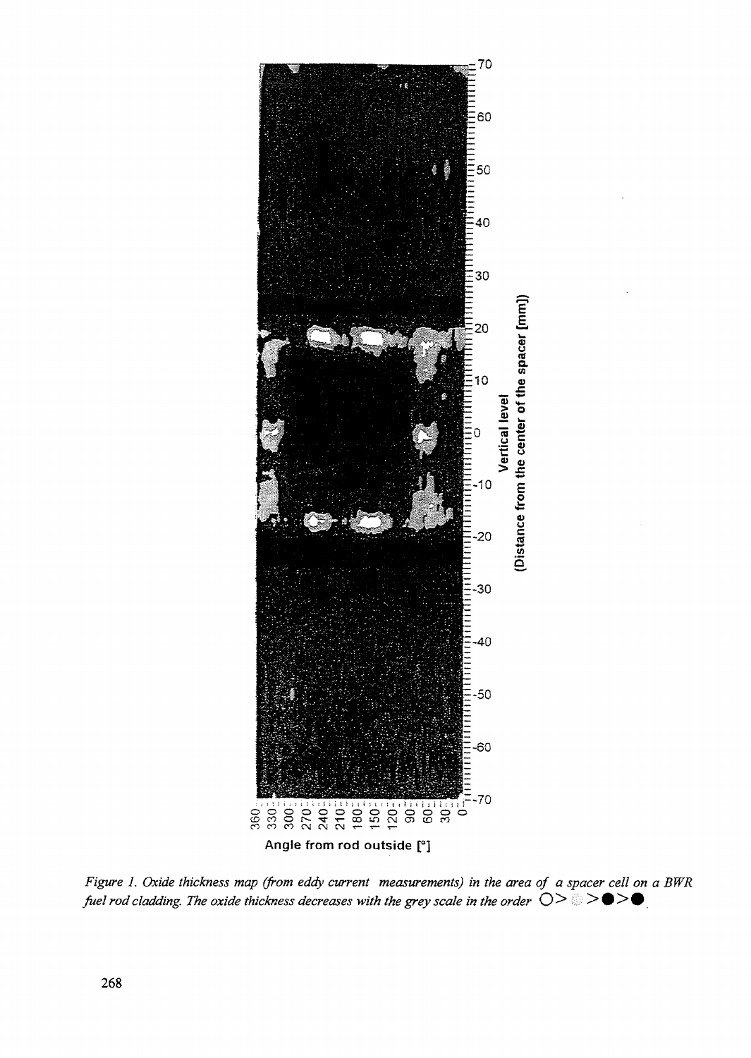*Figure 1. Oxide thickness map (from eddy current measurements) in the area of a spacer cell on a BWR fuel rod cladding. The oxide thickness decreases with the grey scale in the order ○ > ◌ > ● > ●*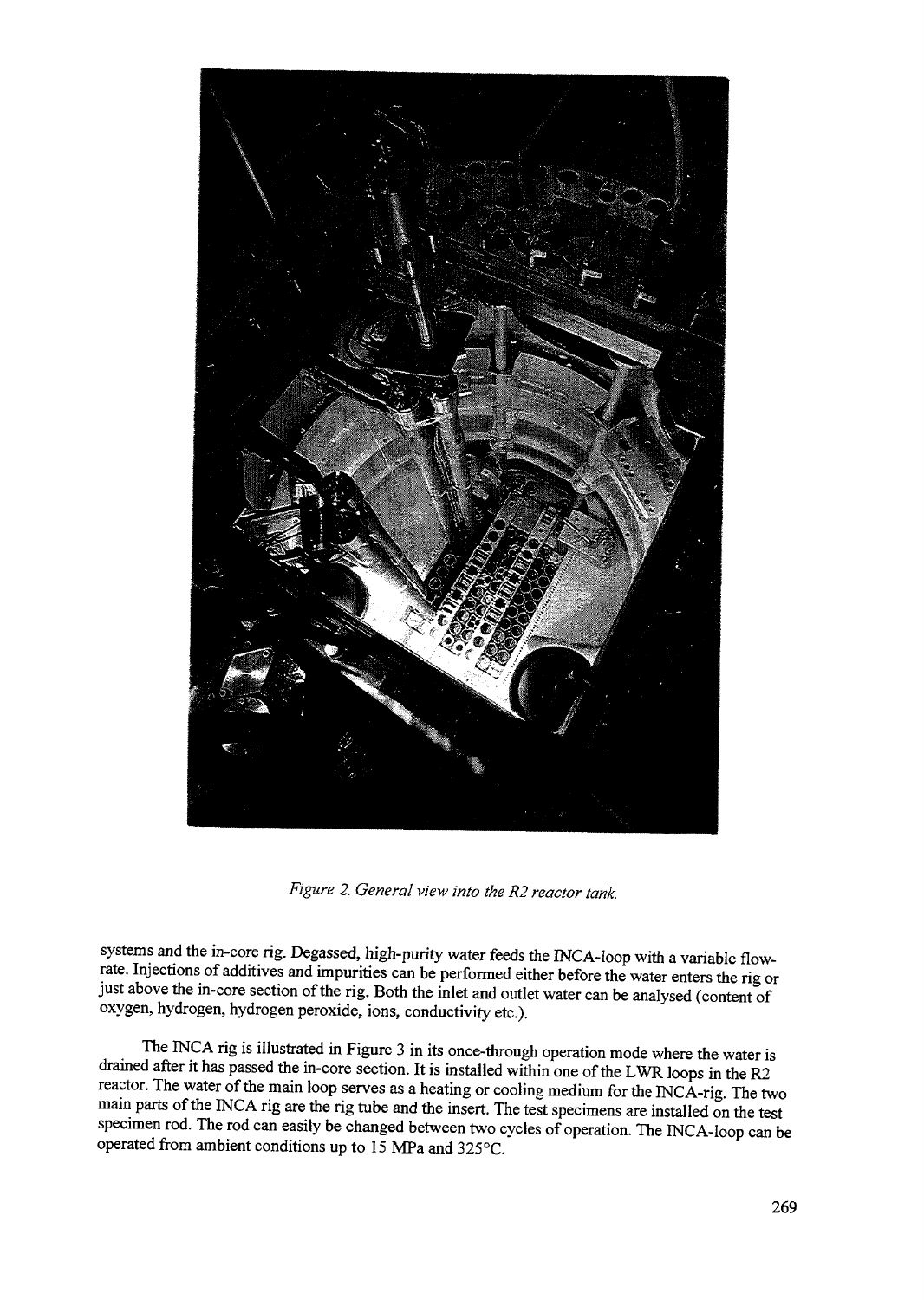*Figure 2. General view into the R2 reactor tank.*

systems and the in-core rig. Degassed, high-purity water feeds the INCA-loop with a variable flow-rate. Injections of additives and impurities can be performed either before the water enters the rig or just above the in-core section of the rig. Both the inlet and outlet water can be analysed (content of oxygen, hydrogen, hydrogen peroxide, ions, conductivity etc.).

The INCA rig is illustrated in Figure 3 in its once-through operation mode where the water is drained after it has passed the in-core section. It is installed within one of the LWR loops in the R2 reactor. The water of the main loop serves as a heating or cooling medium for the INCA-rig. The two main parts of the INCA rig are the rig tube and the insert. The test specimens are installed on the test specimen rod. The rod can easily be changed between two cycles of operation. The INCA-loop can be operated from ambient conditions up to 15 MPa and 325°C.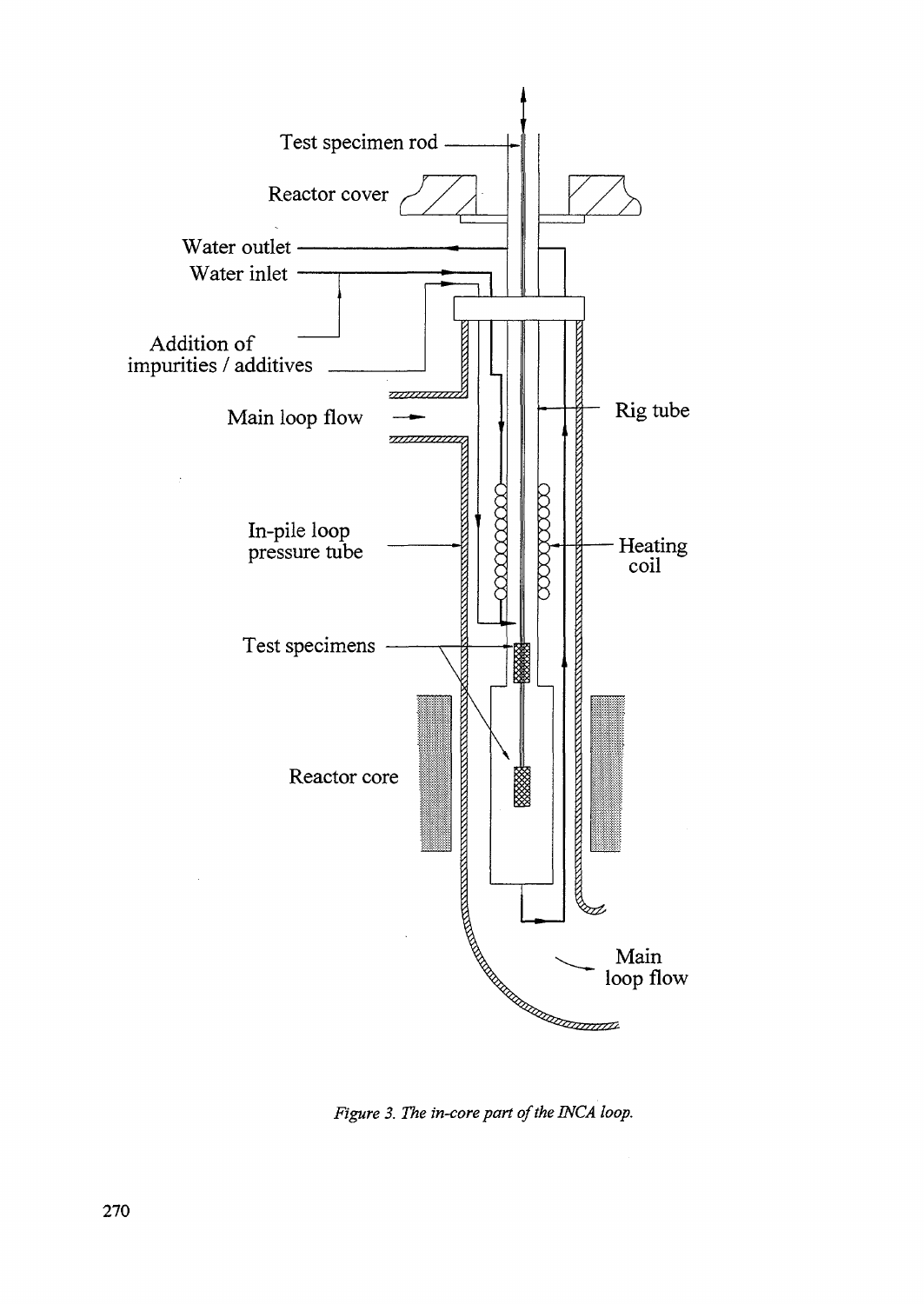*Figure 3. The in-core part of the INCA loop.*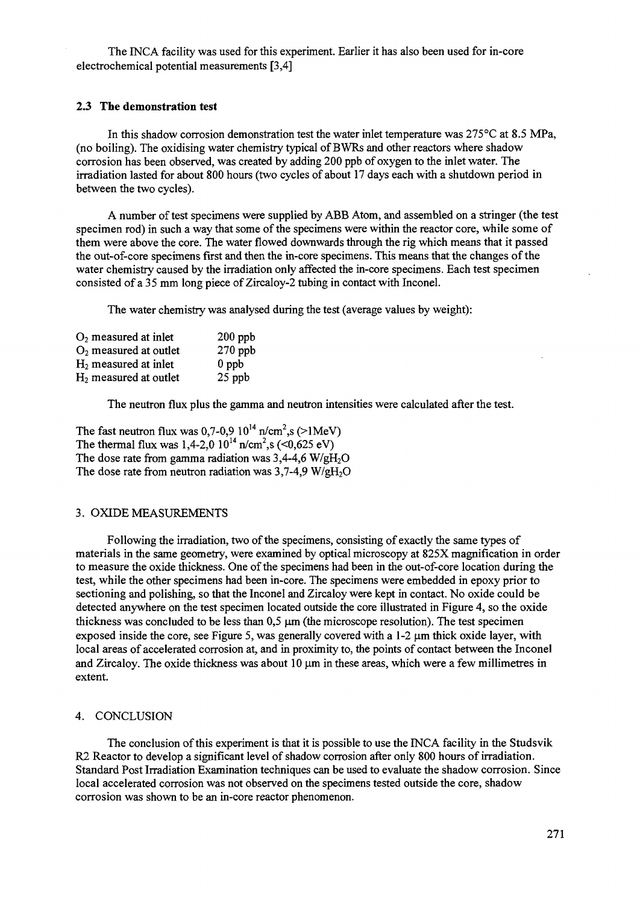The INCA facility was used for this experiment. Earlier it has also been used for in-core electrochemical potential measurements [3,4]

### 2.3 The demonstration test

In this shadow corrosion demonstration test the water inlet temperature was 275°C at 8.5 MPa, (no boiling). The oxidising water chemistry typical of BWRs and other reactors where shadow corrosion has been observed, was created by adding 200 ppb of oxygen to the inlet water. The irradiation lasted for about 800 hours (two cycles of about 17 days each with a shutdown period in between the two cycles).

A number of test specimens were supplied by ABB Atom, and assembled on a stringer (the test specimen rod) in such a way that some of the specimens were within the reactor core, while some of them were above the core. The water flowed downwards through the rig which means that it passed the out-of-core specimens first and then the in-core specimens. This means that the changes of the water chemistry caused by the irradiation only affected the in-core specimens. Each test specimen consisted of a 35 mm long piece of Zircaloy-2 tubing in contact with Inconel.

The water chemistry was analysed during the test (average values by weight):

| | |
|---|---|
| $O_2$ measured at inlet | 200 ppb |
| $O_2$ measured at outlet | 270 ppb |
| $H_2$ measured at inlet | 0 ppb |
| $H_2$ measured at outlet | 25 ppb |

The neutron flux plus the gamma and neutron intensities were calculated after the test.

The fast neutron flux was 0,7-0,9 $10^{14}$ n/cm$^2$,s (>1MeV)
The thermal flux was 1,4-2,0 $10^{14}$ n/cm$^2$,s (<0,625 eV)
The dose rate from gamma radiation was 3,4-4,6 W/g$H_2O$
The dose rate from neutron radiation was 3,7-4,9 W/g$H_2O$

## 3. OXIDE MEASUREMENTS

Following the irradiation, two of the specimens, consisting of exactly the same types of materials in the same geometry, were examined by optical microscopy at 825X magnification in order to measure the oxide thickness. One of the specimens had been in the out-of-core location during the test, while the other specimens had been in-core. The specimens were embedded in epoxy prior to sectioning and polishing, so that the Inconel and Zircaloy were kept in contact. No oxide could be detected anywhere on the test specimen located outside the core illustrated in Figure 4, so the oxide thickness was concluded to be less than 0,5 µm (the microscope resolution). The test specimen exposed inside the core, see Figure 5, was generally covered with a 1-2 µm thick oxide layer, with local areas of accelerated corrosion at, and in proximity to, the points of contact between the Inconel and Zircaloy. The oxide thickness was about 10 µm in these areas, which were a few millimetres in extent.

## 4. CONCLUSION

The conclusion of this experiment is that it is possible to use the INCA facility in the Studsvik R2 Reactor to develop a significant level of shadow corrosion after only 800 hours of irradiation. Standard Post Irradiation Examination techniques can be used to evaluate the shadow corrosion. Since local accelerated corrosion was not observed on the specimens tested outside the core, shadow corrosion was shown to be an in-core reactor phenomenon.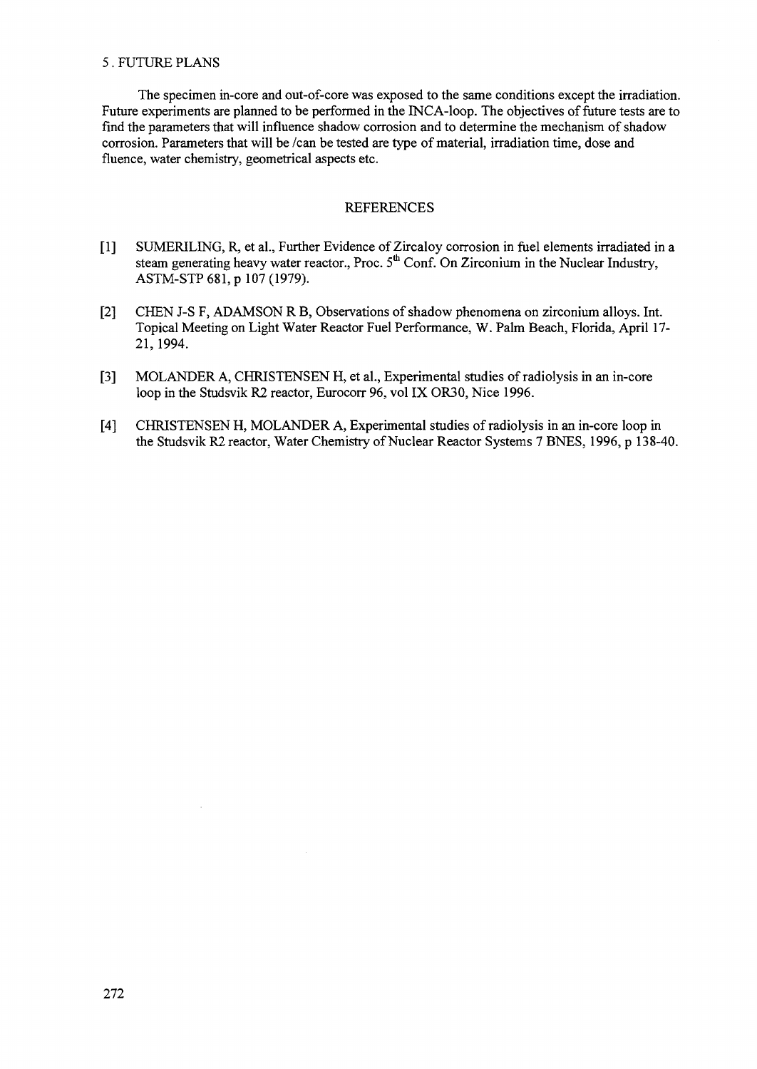## 5. FUTURE PLANS

The specimen in-core and out-of-core was exposed to the same conditions except the irradiation. Future experiments are planned to be performed in the INCA-loop. The objectives of future tests are to find the parameters that will influence shadow corrosion and to determine the mechanism of shadow corrosion. Parameters that will be /can be tested are type of material, irradiation time, dose and fluence, water chemistry, geometrical aspects etc.

## REFERENCES

[1] SUMERILING, R, et al., Further Evidence of Zircaloy corrosion in fuel elements irradiated in a steam generating heavy water reactor., Proc. 5th Conf. On Zirconium in the Nuclear Industry, ASTM-STP 681, p 107 (1979).

[2] CHEN J-S F, ADAMSON R B, Observations of shadow phenomena on zirconium alloys. Int. Topical Meeting on Light Water Reactor Fuel Performance, W. Palm Beach, Florida, April 17-21, 1994.

[3] MOLANDER A, CHRISTENSEN H, et al., Experimental studies of radiolysis in an in-core loop in the Studsvik R2 reactor, Eurocorr 96, vol IX OR30, Nice 1996.

[4] CHRISTENSEN H, MOLANDER A, Experimental studies of radiolysis in an in-core loop in the Studsvik R2 reactor, Water Chemistry of Nuclear Reactor Systems 7 BNES, 1996, p 138-40.